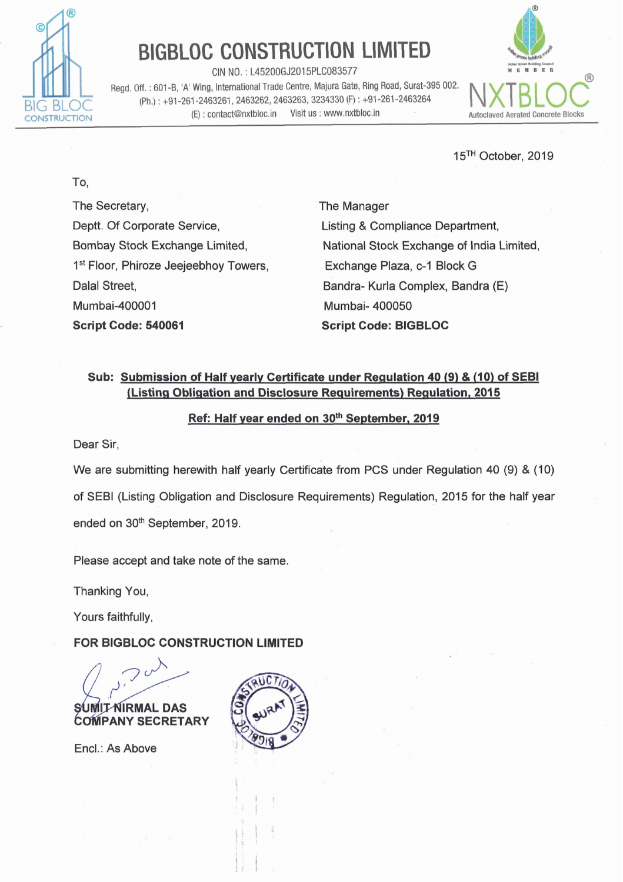# BIGBLOC CONSTRUCTION LIMITED

CIN NO. : L45200GJ2015PLC083577

Regd. Off. : 601-B, 'A' Wing, International Trade Centre, Majura Gate, Ring Road, Surat-395 002.
(Ph.) : +91-261-2463261, 2463262, 2463263, 3234330 (F) : +91-261-2463264
(E) : contact@nxtbloc.in Visit us : www.nxtbloc.in

NXTBLOC — Autoclaved Aerated Concrete Blocks

15TH October, 2019

To,

The Secretary,
Deptt. Of Corporate Service,
Bombay Stock Exchange Limited,
1st Floor, Phiroze Jeejeebhoy Towers,
Dalal Street,
Mumbai-400001
**Script Code: 540061**

The Manager
Listing & Compliance Department,
National Stock Exchange of India Limited,
Exchange Plaza, c-1 Block G
Bandra- Kurla Complex, Bandra (E)
Mumbai- 400050
**Script Code: BIGBLOC**

**Sub: Submission of Half yearly Certificate under Regulation 40 (9) & (10) of SEBI (Listing Obligation and Disclosure Requirements) Regulation, 2015**

**Ref: Half year ended on 30th September, 2019**

Dear Sir,

We are submitting herewith half yearly Certificate from PCS under Regulation 40 (9) & (10) of SEBI (Listing Obligation and Disclosure Requirements) Regulation, 2015 for the half year ended on 30th September, 2019.

Please accept and take note of the same.

Thanking You,

Yours faithfully,

**FOR BIGBLOC CONSTRUCTION LIMITED**

**SUMIT NIRMAL DAS**
**COMPANY SECRETARY**

Encl.: As Above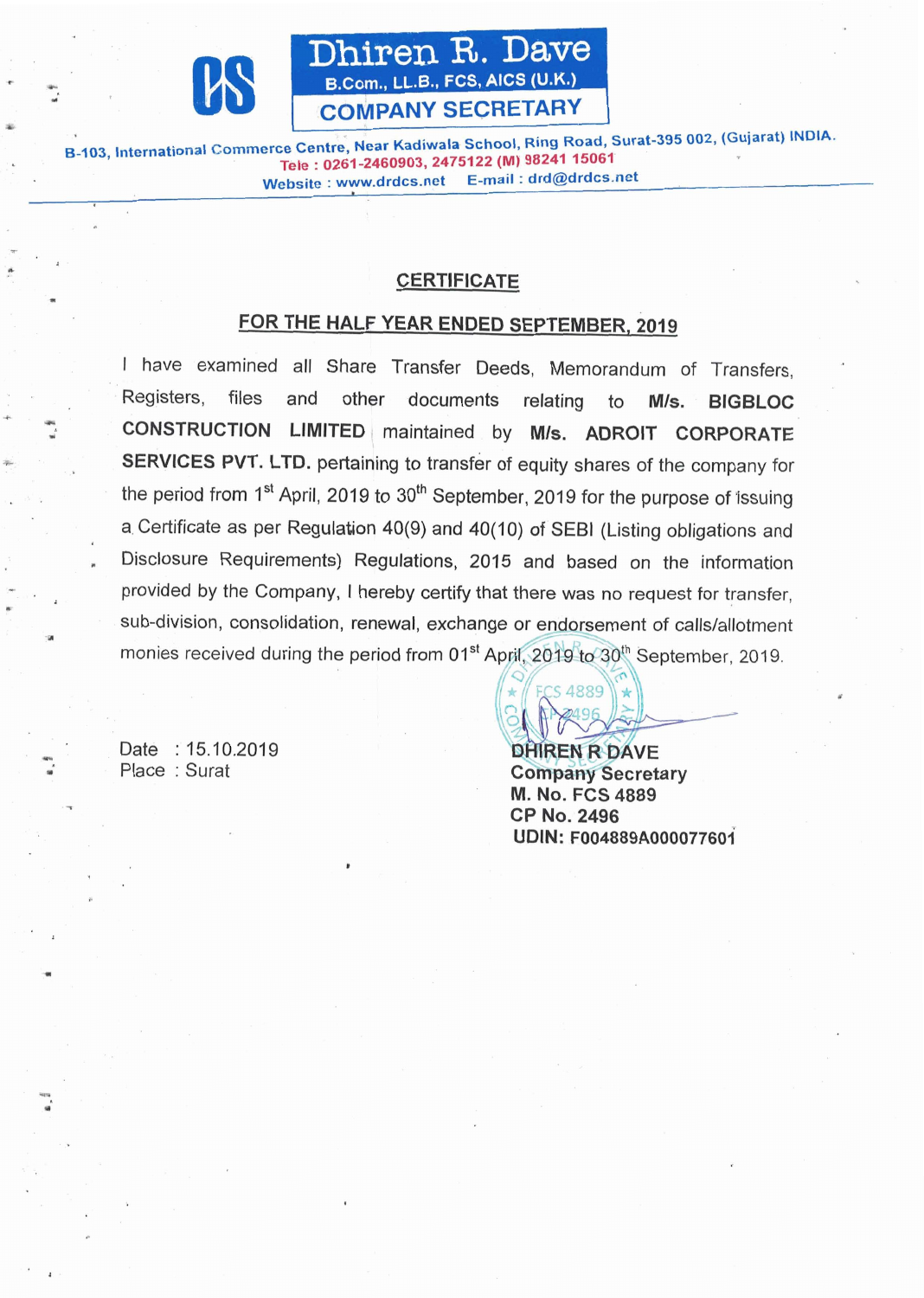# Dhiren R. Dave

B.Com., LL.B., FCS, AICS (U.K.)

**COMPANY SECRETARY**

B-103, International Commerce Centre, Near Kadiwala School, Ring Road, Surat-395 002, (Gujarat) INDIA.
Tele : 0261-2460903, 2475122 (M) 98241 15061
Website : www.drdcs.net E-mail : drd@drdcs.net

## CERTIFICATE

## FOR THE HALF YEAR ENDED SEPTEMBER, 2019

I have examined all Share Transfer Deeds, Memorandum of Transfers, Registers, files and other documents relating to **M/s. BIGBLOC CONSTRUCTION LIMITED** maintained by **M/s. ADROIT CORPORATE SERVICES PVT. LTD.** pertaining to transfer of equity shares of the company for the period from 1st April, 2019 to 30th September, 2019 for the purpose of issuing a Certificate as per Regulation 40(9) and 40(10) of SEBI (Listing obligations and Disclosure Requirements) Regulations, 2015 and based on the information provided by the Company, I hereby certify that there was no request for transfer, sub-division, consolidation, renewal, exchange or endorsement of calls/allotment monies received during the period from 01st April, 2019 to 30th September, 2019.

Date : 15.10.2019
Place : Surat

**DHIREN R DAVE**
**Company Secretary**
**M. No. FCS 4889**
**CP No. 2496**
**UDIN: F004889A000077601**